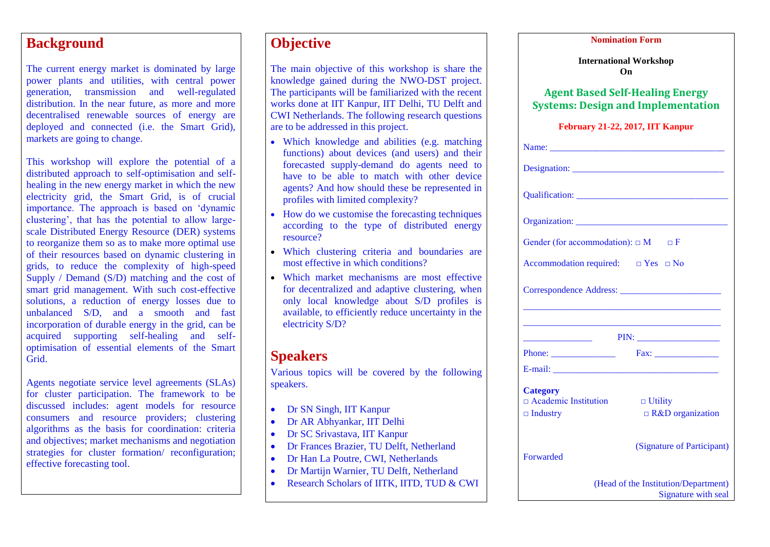## Background

The current energy market is dominated by large power plants and utilities, with central power generation, transmission and well-regulated distribution. In the near future, as more and more decentralised renewable sources of energy are deployed and connected (i.e. the Smart Grid), markets are going to change.

This workshop will explore the potential of a distributed approach to self-optimisation and self-healing in the new energy market in which the new electricity grid, the Smart Grid, is of crucial importance. The approach is based on 'dynamic clustering', that has the potential to allow large-scale Distributed Energy Resource (DER) systems to reorganize them so as to make more optimal use of their resources based on dynamic clustering in grids, to reduce the complexity of high-speed Supply / Demand (S/D) matching and the cost of smart grid management. With such cost-effective solutions, a reduction of energy losses due to unbalanced S/D, and a smooth and fast incorporation of durable energy in the grid, can be acquired supporting self-healing and self-optimisation of essential elements of the Smart Grid.

Agents negotiate service level agreements (SLAs) for cluster participation. The framework to be discussed includes: agent models for resource consumers and resource providers; clustering algorithms as the basis for coordination: criteria and objectives; market mechanisms and negotiation strategies for cluster formation/ reconfiguration; effective forecasting tool.

## Objective

The main objective of this workshop is share the knowledge gained during the NWO-DST project. The participants will be familiarized with the recent works done at IIT Kanpur, IIT Delhi, TU Delft and CWI Netherlands. The following research questions are to be addressed in this project.

- Which knowledge and abilities (e.g. matching functions) about devices (and users) and their forecasted supply-demand do agents need to have to be able to match with other device agents? And how should these be represented in profiles with limited complexity?
- How do we customise the forecasting techniques according to the type of distributed energy resource?
- Which clustering criteria and boundaries are most effective in which conditions?
- Which market mechanisms are most effective for decentralized and adaptive clustering, when only local knowledge about S/D profiles is available, to efficiently reduce uncertainty in the electricity S/D?

## Speakers

Various topics will be covered by the following speakers.

- Dr SN Singh, IIT Kanpur
- Dr AR Abhyankar, IIT Delhi
- Dr SC Srivastava, IIT Kanpur
- Dr Frances Brazier, TU Delft, Netherland
- Dr Han La Poutre, CWI, Netherlands
- Dr Martijn Warnier, TU Delft, Netherland
- Research Scholars of IITK, IITD, TUD & CWI

**Nomination Form**

**International Workshop On**

**Agent Based Self-Healing Energy Systems: Design and Implementation**

**February 21-22, 2017, IIT Kanpur**

Name: ____________________________________

Designation: _______________________________

Qualification: ______________________________

Organization: ______________________________

Gender (for accommodation): □ M □ F

Accommodation required: □ Yes □ No

Correspondence Address: ____________________

__________________________________________

__________________________________________

______________ PIN: __________________

Phone: _____________ Fax: _____________

E-mail: ____________________________________

**Category**

□ Academic Institution □ Utility

□ Industry □ R&D organization

(Signature of Participant)

Forwarded

(Head of the Institution/Department)
Signature with seal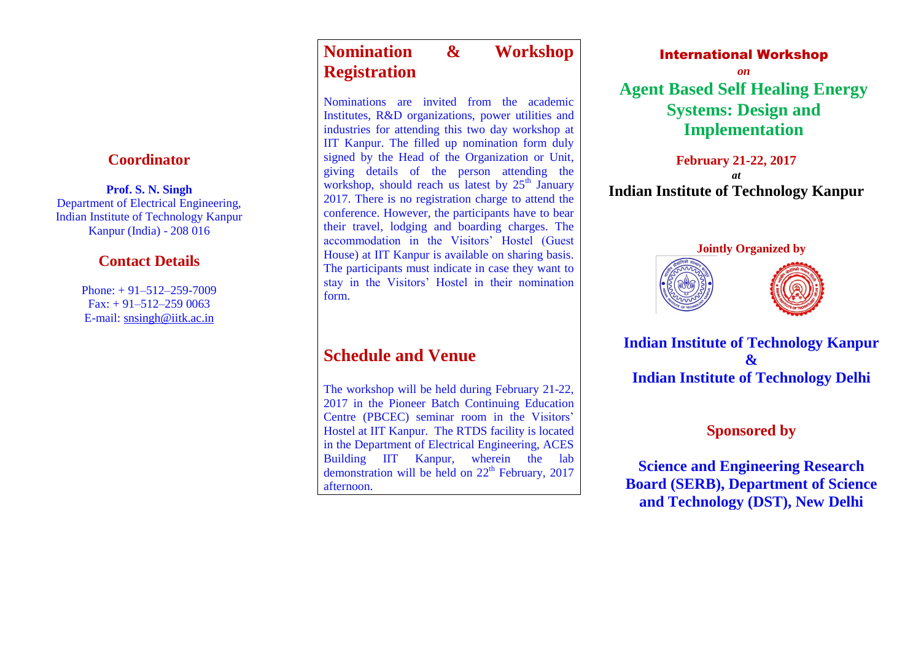## Coordinator

**Prof. S. N. Singh**
Department of Electrical Engineering,
Indian Institute of Technology Kanpur
Kanpur (India) - 208 016

## Contact Details

Phone: + 91–512–259-7009
Fax: + 91–512–259 0063
E-mail: snsingh@iitk.ac.in

## Nomination & Workshop Registration

Nominations are invited from the academic Institutes, R&D organizations, power utilities and industries for attending this two day workshop at IIT Kanpur. The filled up nomination form duly signed by the Head of the Organization or Unit, giving details of the person attending the workshop, should reach us latest by 25th January 2017. There is no registration charge to attend the conference. However, the participants have to bear their travel, lodging and boarding charges. The accommodation in the Visitors' Hostel (Guest House) at IIT Kanpur is available on sharing basis. The participants must indicate in case they want to stay in the Visitors' Hostel in their nomination form.

## Schedule and Venue

The workshop will be held during February 21-22, 2017 in the Pioneer Batch Continuing Education Centre (PBCEC) seminar room in the Visitors' Hostel at IIT Kanpur. The RTDS facility is located in the Department of Electrical Engineering, ACES Building IIT Kanpur, wherein the lab demonstration will be held on 22nd February, 2017 afternoon.

**International Workshop**

*on*

# Agent Based Self Healing Energy Systems: Design and Implementation

**February 21-22, 2017**

***at***

**Indian Institute of Technology Kanpur**

**Jointly Organized by**

**Indian Institute of Technology Kanpur**
**&**
**Indian Institute of Technology Delhi**

**Sponsored by**

**Science and Engineering Research Board (SERB), Department of Science and Technology (DST), New Delhi**